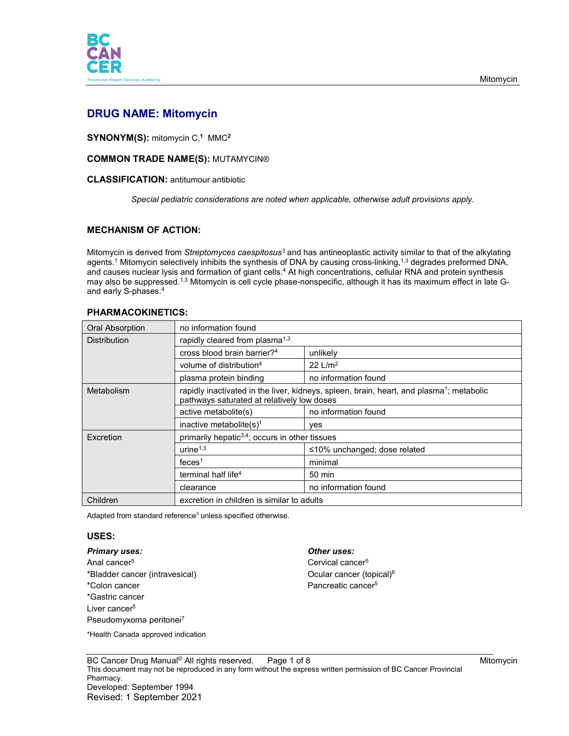# DRUG NAME: Mitomycin

**SYNONYM(S):** mitomycin C,[1] MMC[2]

**COMMON TRADE NAME(S):** MUTAMYCIN®

**CLASSIFICATION:** antitumour antibiotic

*Special pediatric considerations are noted when applicable, otherwise adult provisions apply.*

## MECHANISM OF ACTION:

Mitomycin is derived from *Streptomyces caespitosus*[3] and has antineoplastic activity similar to that of the alkylating agents.[1] Mitomycin selectively inhibits the synthesis of DNA by causing cross-linking,[1,3] degrades preformed DNA, and causes nuclear lysis and formation of giant cells.[4] At high concentrations, cellular RNA and protein synthesis may also be suppressed.[1,3] Mitomycin is cell cycle phase-nonspecific, although it has its maximum effect in late G- and early S-phases.[4]

## PHARMACOKINETICS:

| | | |
|---|---|---|
| Oral Absorption | no information found | |
| Distribution | rapidly cleared from plasma[1,3] | |
| | cross blood brain barrier?[4] | unlikely |
| | volume of distribution[4] | 22 L/m$^2$ |
| | plasma protein binding | no information found |
| Metabolism | rapidly inactivated in the liver, kidneys, spleen, brain, heart, and plasma[1]; metabolic pathways saturated at relatively low doses | |
| | active metabolite(s) | no information found |
| | inactive metabolite(s)[1] | yes |
| Excretion | primarily hepatic[3,4]; occurs in other tissues | |
| | urine[1,3] | ≤10% unchanged; dose related |
| | feces[1] | minimal |
| | terminal half life[4] | 50 min |
| | clearance | no information found |
| Children | excretion in children is similar to adults | |

Adapted from standard reference[3] unless specified otherwise.

## USES:

***Primary uses:***
- Anal cancer[5]
- *Bladder cancer (intravesical)
- *Colon cancer
- *Gastric cancer
- Liver cancer[5]
- Pseudomyxoma peritonei[7]

*Health Canada approved indication

***Other uses:***
- Cervical cancer[5]
- Ocular cancer (topical)[6]
- Pancreatic cancer[5]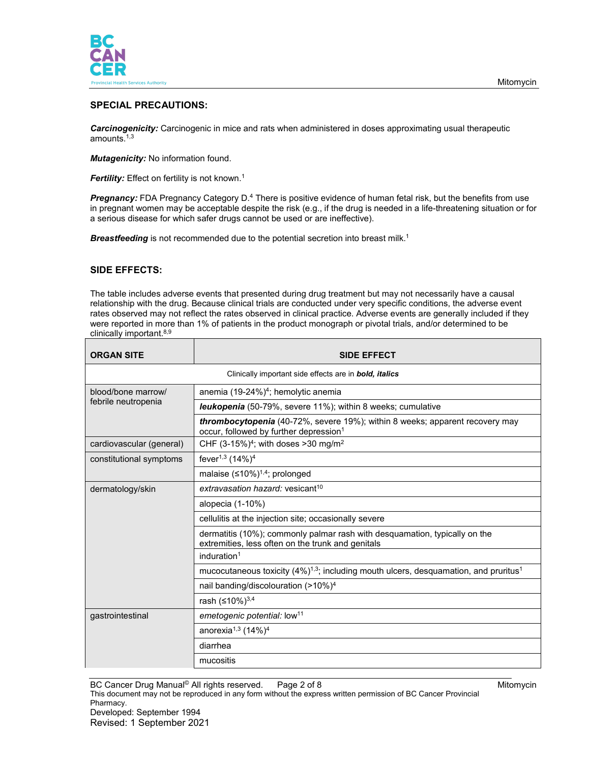## SPECIAL PRECAUTIONS:

***Carcinogenicity:*** Carcinogenic in mice and rats when administered in doses approximating usual therapeutic amounts.[1,3]

***Mutagenicity:*** No information found.

***Fertility:*** Effect on fertility is not known.[1]

***Pregnancy:*** FDA Pregnancy Category D.[4] There is positive evidence of human fetal risk, but the benefits from use in pregnant women may be acceptable despite the risk (e.g., if the drug is needed in a life-threatening situation or for a serious disease for which safer drugs cannot be used or are ineffective).

***Breastfeeding*** is not recommended due to the potential secretion into breast milk.[1]

## SIDE EFFECTS:

The table includes adverse events that presented during drug treatment but may not necessarily have a causal relationship with the drug. Because clinical trials are conducted under very specific conditions, the adverse event rates observed may not reflect the rates observed in clinical practice. Adverse events are generally included if they were reported in more than 1% of patients in the product monograph or pivotal trials, and/or determined to be clinically important.[8,9]

| ORGAN SITE | SIDE EFFECT |
|---|---|
| Clinically important side effects are in ***bold, italics*** | |
| blood/bone marrow/ febrile neutropenia | anemia (19-24%)[4]; hemolytic anemia |
| | ***leukopenia*** (50-79%, severe 11%); within 8 weeks; cumulative |
| | ***thrombocytopenia*** (40-72%, severe 19%); within 8 weeks; apparent recovery may occur, followed by further depression[1] |
| cardiovascular (general) | CHF (3-15%)[4]; with doses >30 mg/m$^2$ |
| constitutional symptoms | fever[1,3] (14%)[4] |
| | malaise (≤10%)[1,4]; prolonged |
| dermatology/skin | *extravasation hazard:* vesicant[10] |
| | alopecia (1-10%) |
| | cellulitis at the injection site; occasionally severe |
| | dermatitis (10%); commonly palmar rash with desquamation, typically on the extremities, less often on the trunk and genitals |
| | induration[1] |
| | mucocutaneous toxicity (4%)[1,3]; including mouth ulcers, desquamation, and pruritus[1] |
| | nail banding/discolouration (>10%)[4] |
| | rash (≤10%)[3,4] |
| gastrointestinal | *emetogenic potential:* low[11] |
| | anorexia[1,3] (14%)[4] |
| | diarrhea |
| | mucositis |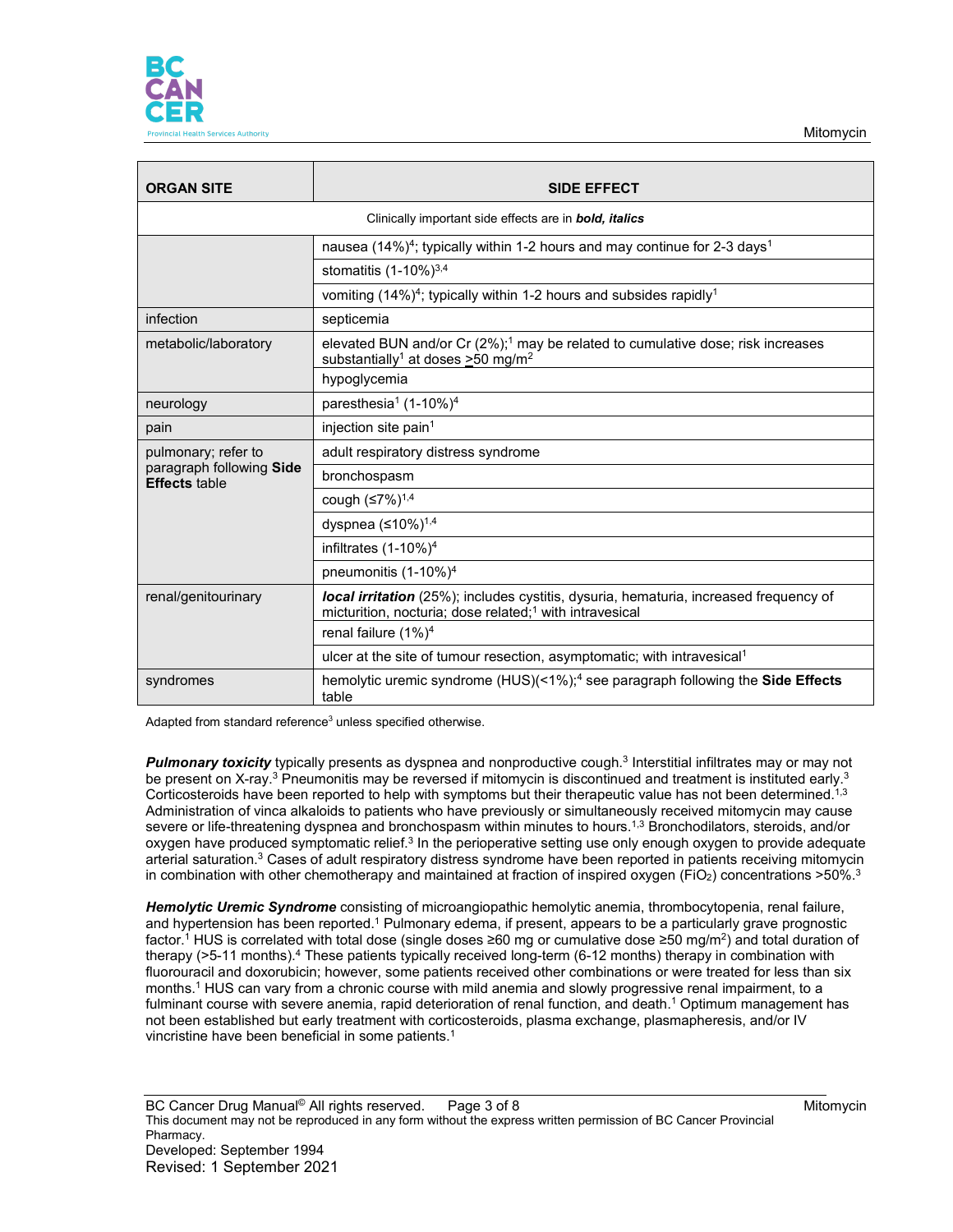| ORGAN SITE | SIDE EFFECT |
|---|---|
| Clinically important side effects are in ***bold, italics*** | |
| | nausea (14%)[4]; typically within 1-2 hours and may continue for 2-3 days[1] |
| | stomatitis (1-10%)[3,4] |
| | vomiting (14%)[4]; typically within 1-2 hours and subsides rapidly[1] |
| infection | septicemia |
| metabolic/laboratory | elevated BUN and/or Cr (2%);[1] may be related to cumulative dose; risk increases substantially[1] at doses ≥50 mg/m$^2$ |
| | hypoglycemia |
| neurology | paresthesia[1] (1-10%)[4] |
| pain | injection site pain[1] |
| pulmonary; refer to paragraph following **Side Effects** table | adult respiratory distress syndrome |
| | bronchospasm |
| | cough (≤7%)[1,4] |
| | dyspnea (≤10%)[1,4] |
| | infiltrates (1-10%)[4] |
| | pneumonitis (1-10%)[4] |
| renal/genitourinary | ***local irritation*** (25%); includes cystitis, dysuria, hematuria, increased frequency of micturition, nocturia; dose related;[1] with intravesical |
| | renal failure (1%)[4] |
| | ulcer at the site of tumour resection, asymptomatic; with intravesical[1] |
| syndromes | hemolytic uremic syndrome (HUS)(<1%);[4] see paragraph following the **Side Effects** table |

Adapted from standard reference[3] unless specified otherwise.

***Pulmonary toxicity*** typically presents as dyspnea and nonproductive cough.[3] Interstitial infiltrates may or may not be present on X-ray.[3] Pneumonitis may be reversed if mitomycin is discontinued and treatment is instituted early.[3] Corticosteroids have been reported to help with symptoms but their therapeutic value has not been determined.[1,3] Administration of vinca alkaloids to patients who have previously or simultaneously received mitomycin may cause severe or life-threatening dyspnea and bronchospasm within minutes to hours.[1,3] Bronchodilators, steroids, and/or oxygen have produced symptomatic relief.[3] In the perioperative setting use only enough oxygen to provide adequate arterial saturation.[3] Cases of adult respiratory distress syndrome have been reported in patients receiving mitomycin in combination with other chemotherapy and maintained at fraction of inspired oxygen ($FiO_2$) concentrations >50%.[3]

***Hemolytic Uremic Syndrome*** consisting of microangiopathic hemolytic anemia, thrombocytopenia, renal failure, and hypertension has been reported.[1] Pulmonary edema, if present, appears to be a particularly grave prognostic factor.[1] HUS is correlated with total dose (single doses ≥60 mg or cumulative dose ≥50 mg/m$^2$) and total duration of therapy (>5-11 months).[4] These patients typically received long-term (6-12 months) therapy in combination with fluorouracil and doxorubicin; however, some patients received other combinations or were treated for less than six months.[1] HUS can vary from a chronic course with mild anemia and slowly progressive renal impairment, to a fulminant course with severe anemia, rapid deterioration of renal function, and death.[1] Optimum management has not been established but early treatment with corticosteroids, plasma exchange, plasmapheresis, and/or IV vincristine have been beneficial in some patients.[1]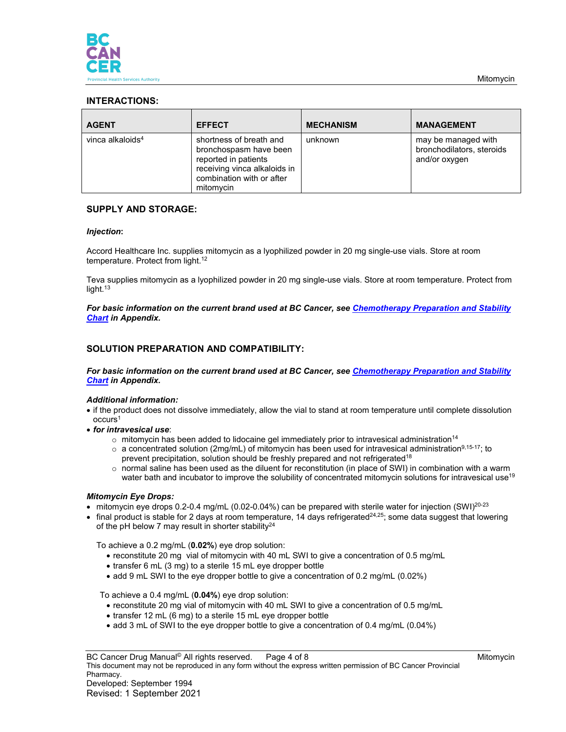## INTERACTIONS:

| AGENT | EFFECT | MECHANISM | MANAGEMENT |
|---|---|---|---|
| vinca alkaloids[4] | shortness of breath and bronchospasm have been reported in patients receiving vinca alkaloids in combination with or after mitomycin | unknown | may be managed with bronchodilators, steroids and/or oxygen |

## SUPPLY AND STORAGE:

***Injection*:**

Accord Healthcare Inc. supplies mitomycin as a lyophilized powder in 20 mg single-use vials. Store at room temperature. Protect from light.[12]

Teva supplies mitomycin as a lyophilized powder in 20 mg single-use vials. Store at room temperature. Protect from light.[13]

***For basic information on the current brand used at BC Cancer, see Chemotherapy Preparation and Stability Chart in Appendix.***

## SOLUTION PREPARATION AND COMPATIBILITY:

***For basic information on the current brand used at BC Cancer, see Chemotherapy Preparation and Stability Chart in Appendix.***

***Additional information:***

- if the product does not dissolve immediately, allow the vial to stand at room temperature until complete dissolution occurs[1]
- ***for intravesical use***:
  - mitomycin has been added to lidocaine gel immediately prior to intravesical administration[14]
  - a concentrated solution (2mg/mL) of mitomycin has been used for intravesical administration[9,15-17]; to prevent precipitation, solution should be freshly prepared and not refrigerated[18]
  - normal saline has been used as the diluent for reconstitution (in place of SWI) in combination with a warm water bath and incubator to improve the solubility of concentrated mitomycin solutions for intravesical use[19]

***Mitomycin Eye Drops:***

- mitomycin eye drops 0.2-0.4 mg/mL (0.02-0.04%) can be prepared with sterile water for injection (SWI)[20-23]
- final product is stable for 2 days at room temperature, 14 days refrigerated[24,25]; some data suggest that lowering of the pH below 7 may result in shorter stability[24]

To achieve a 0.2 mg/mL (**0.02%**) eye drop solution:

- reconstitute 20 mg vial of mitomycin with 40 mL SWI to give a concentration of 0.5 mg/mL
- transfer 6 mL (3 mg) to a sterile 15 mL eye dropper bottle
- add 9 mL SWI to the eye dropper bottle to give a concentration of 0.2 mg/mL (0.02%)

To achieve a 0.4 mg/mL (**0.04%**) eye drop solution:

- reconstitute 20 mg vial of mitomycin with 40 mL SWI to give a concentration of 0.5 mg/mL
- transfer 12 mL (6 mg) to a sterile 15 mL eye dropper bottle
- add 3 mL of SWI to the eye dropper bottle to give a concentration of 0.4 mg/mL (0.04%)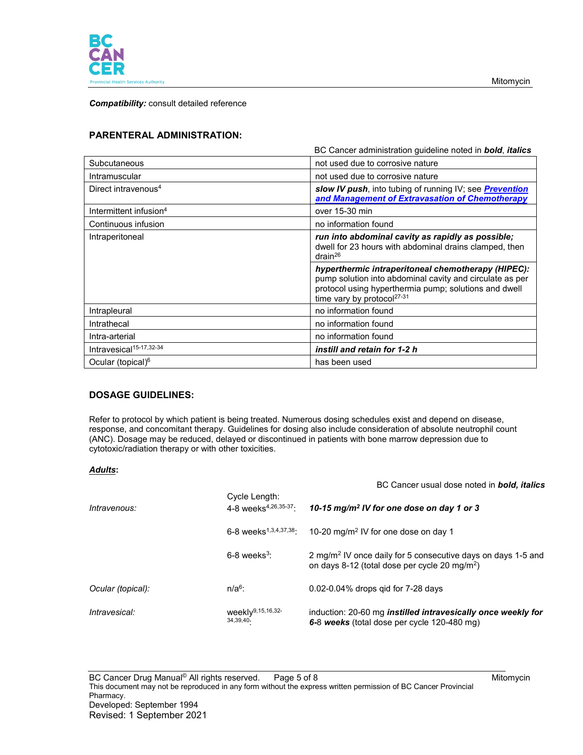***Compatibility:*** consult detailed reference

## PARENTERAL ADMINISTRATION:

BC Cancer administration guideline noted in ***bold***, ***italics***

| | |
|---|---|
| Subcutaneous | not used due to corrosive nature |
| Intramuscular | not used due to corrosive nature |
| Direct intravenous[4] | ***slow IV push***, into tubing of running IV; see ***Prevention and Management of Extravasation of Chemotherapy*** |
| Intermittent infusion[4] | over 15-30 min |
| Continuous infusion | no information found |
| Intraperitoneal | ***run into abdominal cavity as rapidly as possible;*** dwell for 23 hours with abdominal drains clamped, then drain[26] |
| | ***hyperthermic intraperitoneal chemotherapy (HIPEC):*** pump solution into abdominal cavity and circulate as per protocol using hyperthermia pump; solutions and dwell time vary by protocol[27-31] |
| Intrapleural | no information found |
| Intrathecal | no information found |
| Intra-arterial | no information found |
| Intravesical[15-17,32-34] | ***instill and retain for 1-2 h*** |
| Ocular (topical)[6] | has been used |

## DOSAGE GUIDELINES:

Refer to protocol by which patient is being treated. Numerous dosing schedules exist and depend on disease, response, and concomitant therapy. Guidelines for dosing also include consideration of absolute neutrophil count (ANC). Dosage may be reduced, delayed or discontinued in patients with bone marrow depression due to cytotoxic/radiation therapy or with other toxicities.

***Adults*:**

BC Cancer usual dose noted in ***bold, italics***

| | Cycle Length: | |
|---|---|---|
| *Intravenous:* | 4-8 weeks[4,26,35-37]: | ***10-15 mg/m$^2$ IV for one dose on day 1 or 3*** |
| | 6-8 weeks[1,3,4,37,38]: | 10-20 mg/m$^2$ IV for one dose on day 1 |
| | 6-8 weeks[3]: | 2 mg/m$^2$ IV once daily for 5 consecutive days on days 1-5 and on days 8-12 (total dose per cycle 20 mg/m$^2$) |
| *Ocular (topical):* | n/a[6]: | 0.02-0.04% drops qid for 7-28 days |
| *Intravesical:* | weekly[9,15,16,32-34,39,40]: | induction: 20-60 mg ***instilled intravesically once weekly for 6***-8 ***weeks*** (total dose per cycle 120-480 mg) |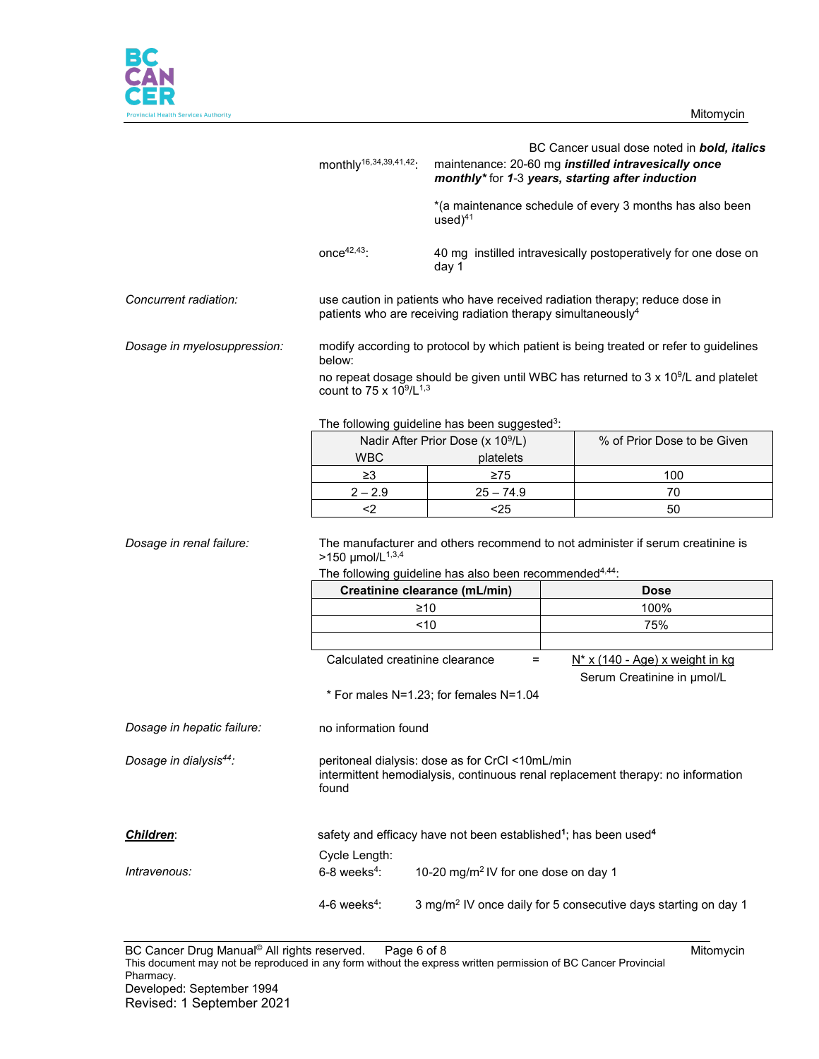BC Cancer usual dose noted in ***bold, italics***

monthly[16,34,39,41,42]: maintenance: 20-60 mg ***instilled intravesically once monthly**** for ***1***-3 ***years, starting after induction***

*(a maintenance schedule of every 3 months has also been used)[41]

once[42,43]: 40 mg instilled intravesically postoperatively for one dose on day 1

*Concurrent radiation:* use caution in patients who have received radiation therapy; reduce dose in patients who are receiving radiation therapy simultaneously[4]

*Dosage in myelosuppression:* modify according to protocol by which patient is being treated or refer to guidelines below:

no repeat dosage should be given until WBC has returned to 3 x $10^9$/L and platelet count to 75 x $10^9$/L[1,3]

The following guideline has been suggested[3]:

| Nadir After Prior Dose (x $10^9$/L) | | % of Prior Dose to be Given |
|---|---|---|
| WBC | platelets | |
| ≥3 | ≥75 | 100 |
| 2 – 2.9 | 25 – 74.9 | 70 |
| <2 | <25 | 50 |

*Dosage in renal failure:* The manufacturer and others recommend to not administer if serum creatinine is >150 µmol/L[1,3,4]

The following guideline has also been recommended[4,44]:

| Creatinine clearance (mL/min) | Dose |
|---|---|
| ≥10 | 100% |
| <10 | 75% |
| | |

$$\text{Calculated creatinine clearance} = \frac{N^{*} \times (140 - \text{Age}) \times \text{weight in kg}}{\text{Serum Creatinine in µmol/L}}$$

\* For males N=1.23; for females N=1.04

*Dosage in hepatic failure:* no information found

*Dosage in dialysis[44]:* peritoneal dialysis: dose as for CrCl <10mL/min

intermittent hemodialysis, continuous renal replacement therapy: no information found

***Children***: safety and efficacy have not been established[1]; has been used[4]

Cycle Length:

*Intravenous:*

6-8 weeks[4]: 10-20 mg/m² IV for one dose on day 1

4-6 weeks[4]: 3 mg/m² IV once daily for 5 consecutive days starting on day 1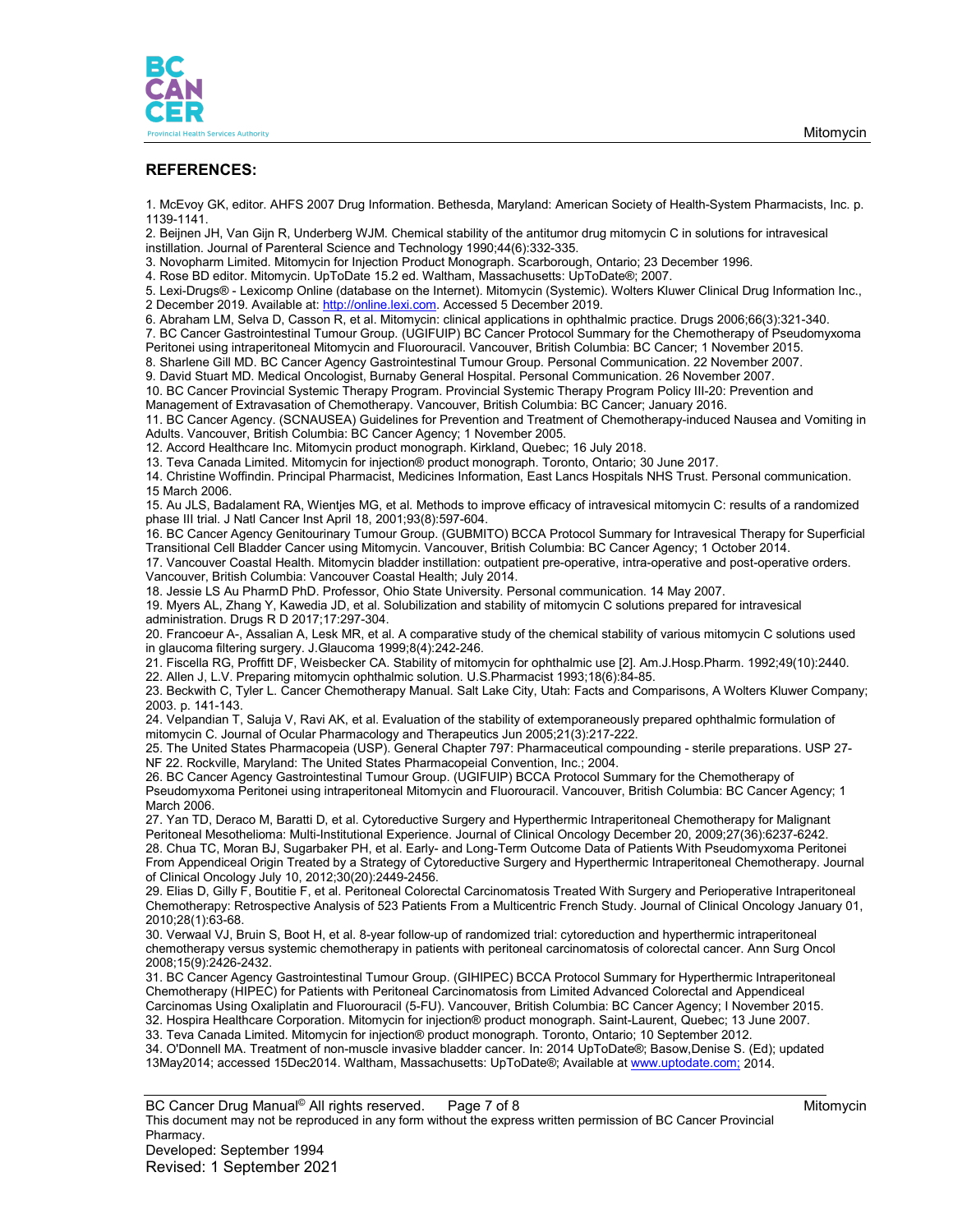## REFERENCES:

1. McEvoy GK, editor. AHFS 2007 Drug Information. Bethesda, Maryland: American Society of Health-System Pharmacists, Inc. p. 1139-1141.
2. Beijnen JH, Van Gijn R, Underberg WJM. Chemical stability of the antitumor drug mitomycin C in solutions for intravesical instillation. Journal of Parenteral Science and Technology 1990;44(6):332-335.
3. Novopharm Limited. Mitomycin for Injection Product Monograph. Scarborough, Ontario; 23 December 1996.
4. Rose BD editor. Mitomycin. UpToDate 15.2 ed. Waltham, Massachusetts: UpToDate®; 2007.
5. Lexi-Drugs® - Lexicomp Online (database on the Internet). Mitomycin (Systemic). Wolters Kluwer Clinical Drug Information Inc., 2 December 2019. Available at: http://online.lexi.com. Accessed 5 December 2019.
6. Abraham LM, Selva D, Casson R, et al. Mitomycin: clinical applications in ophthalmic practice. Drugs 2006;66(3):321-340.
7. BC Cancer Gastrointestinal Tumour Group. (UGIFUIP) BC Cancer Protocol Summary for the Chemotherapy of Pseudomyxoma Peritonei using intraperitoneal Mitomycin and Fluorouracil. Vancouver, British Columbia: BC Cancer; 1 November 2015.
8. Sharlene Gill MD. BC Cancer Agency Gastrointestinal Tumour Group. Personal Communication. 22 November 2007.
9. David Stuart MD. Medical Oncologist, Burnaby General Hospital. Personal Communication. 26 November 2007.
10. BC Cancer Provincial Systemic Therapy Program. Provincial Systemic Therapy Program Policy III-20: Prevention and Management of Extravasation of Chemotherapy. Vancouver, British Columbia: BC Cancer; January 2016.
11. BC Cancer Agency. (SCNAUSEA) Guidelines for Prevention and Treatment of Chemotherapy-induced Nausea and Vomiting in Adults. Vancouver, British Columbia: BC Cancer Agency; 1 November 2005.
12. Accord Healthcare Inc. Mitomycin product monograph. Kirkland, Quebec; 16 July 2018.
13. Teva Canada Limited. Mitomycin for injection® product monograph. Toronto, Ontario; 30 June 2017.
14. Christine Woffindin. Principal Pharmacist, Medicines Information, East Lancs Hospitals NHS Trust. Personal communication. 15 March 2006.
15. Au JLS, Badalament RA, Wientjes MG, et al. Methods to improve efficacy of intravesical mitomycin C: results of a randomized phase III trial. J Natl Cancer Inst April 18, 2001;93(8):597-604.
16. BC Cancer Agency Genitourinary Tumour Group. (GUBMITO) BCCA Protocol Summary for Intravesical Therapy for Superficial Transitional Cell Bladder Cancer using Mitomycin. Vancouver, British Columbia: BC Cancer Agency; 1 October 2014.
17. Vancouver Coastal Health. Mitomycin bladder instillation: outpatient pre-operative, intra-operative and post-operative orders. Vancouver, British Columbia: Vancouver Coastal Health; July 2014.
18. Jessie LS Au PharmD PhD. Professor, Ohio State University. Personal communication. 14 May 2007.
19. Myers AL, Zhang Y, Kawedia JD, et al. Solubilization and stability of mitomycin C solutions prepared for intravesical administration. Drugs R D 2017;17:297-304.
20. Francoeur A-, Assalian A, Lesk MR, et al. A comparative study of the chemical stability of various mitomycin C solutions used in glaucoma filtering surgery. J.Glaucoma 1999;8(4):242-246.
21. Fiscella RG, Proffitt DF, Weisbecker CA. Stability of mitomycin for ophthalmic use [2]. Am.J.Hosp.Pharm. 1992;49(10):2440.
22. Allen J, L.V. Preparing mitomycin ophthalmic solution. U.S.Pharmacist 1993;18(6):84-85.
23. Beckwith C, Tyler L. Cancer Chemotherapy Manual. Salt Lake City, Utah: Facts and Comparisons, A Wolters Kluwer Company; 2003. p. 141-143.
24. Velpandian T, Saluja V, Ravi AK, et al. Evaluation of the stability of extemporaneously prepared ophthalmic formulation of mitomycin C. Journal of Ocular Pharmacology and Therapeutics Jun 2005;21(3):217-222.
25. The United States Pharmacopeia (USP). General Chapter 797: Pharmaceutical compounding - sterile preparations. USP 27-NF 22. Rockville, Maryland: The United States Pharmacopeial Convention, Inc.; 2004.
26. BC Cancer Agency Gastrointestinal Tumour Group. (UGIFUIP) BCCA Protocol Summary for the Chemotherapy of Pseudomyxoma Peritonei using intraperitoneal Mitomycin and Fluorouracil. Vancouver, British Columbia: BC Cancer Agency; 1 March 2006.
27. Yan TD, Deraco M, Baratti D, et al. Cytoreductive Surgery and Hyperthermic Intraperitoneal Chemotherapy for Malignant Peritoneal Mesothelioma: Multi-Institutional Experience. Journal of Clinical Oncology December 20, 2009;27(36):6237-6242.
28. Chua TC, Moran BJ, Sugarbaker PH, et al. Early- and Long-Term Outcome Data of Patients With Pseudomyxoma Peritonei From Appendiceal Origin Treated by a Strategy of Cytoreductive Surgery and Hyperthermic Intraperitoneal Chemotherapy. Journal of Clinical Oncology July 10, 2012;30(20):2449-2456.
29. Elias D, Gilly F, Boutitie F, et al. Peritoneal Colorectal Carcinomatosis Treated With Surgery and Perioperative Intraperitoneal Chemotherapy: Retrospective Analysis of 523 Patients From a Multicentric French Study. Journal of Clinical Oncology January 01, 2010;28(1):63-68.
30. Verwaal VJ, Bruin S, Boot H, et al. 8-year follow-up of randomized trial: cytoreduction and hyperthermic intraperitoneal chemotherapy versus systemic chemotherapy in patients with peritoneal carcinomatosis of colorectal cancer. Ann Surg Oncol 2008;15(9):2426-2432.
31. BC Cancer Agency Gastrointestinal Tumour Group. (GIHIPEC) BCCA Protocol Summary for Hyperthermic Intraperitoneal Chemotherapy (HIPEC) for Patients with Peritoneal Carcinomatosis from Limited Advanced Colorectal and Appendiceal Carcinomas Using Oxaliplatin and Fluorouracil (5-FU). Vancouver, British Columbia: BC Cancer Agency; I November 2015.
32. Hospira Healthcare Corporation. Mitomycin for injection® product monograph. Saint-Laurent, Quebec; 13 June 2007.
33. Teva Canada Limited. Mitomycin for injection® product monograph. Toronto, Ontario; 10 September 2012.
34. O'Donnell MA. Treatment of non-muscle invasive bladder cancer. In: 2014 UpToDate®; Basow,Denise S. (Ed); updated 13May2014; accessed 15Dec2014. Waltham, Massachusetts: UpToDate®; Available at www.uptodate.com; 2014.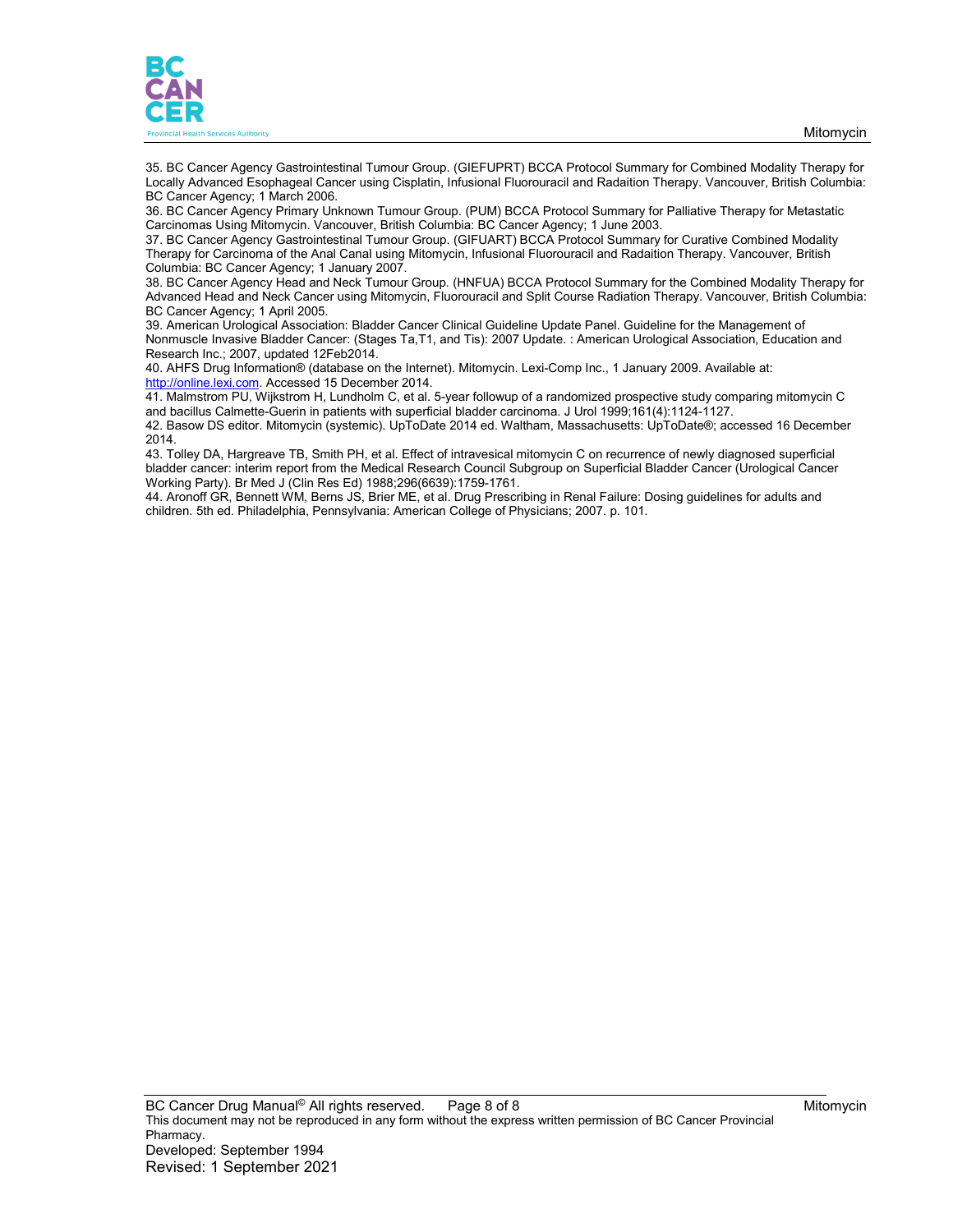35. BC Cancer Agency Gastrointestinal Tumour Group. (GIEFUPRT) BCCA Protocol Summary for Combined Modality Therapy for Locally Advanced Esophageal Cancer using Cisplatin, Infusional Fluorouracil and Radaition Therapy. Vancouver, British Columbia: BC Cancer Agency; 1 March 2006.

36. BC Cancer Agency Primary Unknown Tumour Group. (PUM) BCCA Protocol Summary for Palliative Therapy for Metastatic Carcinomas Using Mitomycin. Vancouver, British Columbia: BC Cancer Agency; 1 June 2003.

37. BC Cancer Agency Gastrointestinal Tumour Group. (GIFUART) BCCA Protocol Summary for Curative Combined Modality Therapy for Carcinoma of the Anal Canal using Mitomycin, Infusional Fluorouracil and Radaition Therapy. Vancouver, British Columbia: BC Cancer Agency; 1 January 2007.

38. BC Cancer Agency Head and Neck Tumour Group. (HNFUA) BCCA Protocol Summary for the Combined Modality Therapy for Advanced Head and Neck Cancer using Mitomycin, Fluorouracil and Split Course Radiation Therapy. Vancouver, British Columbia: BC Cancer Agency; 1 April 2005.

39. American Urological Association: Bladder Cancer Clinical Guideline Update Panel. Guideline for the Management of Nonmuscle Invasive Bladder Cancer: (Stages Ta,T1, and Tis): 2007 Update. : American Urological Association, Education and Research Inc.; 2007, updated 12Feb2014.

40. AHFS Drug Information® (database on the Internet). Mitomycin. Lexi-Comp Inc., 1 January 2009. Available at: http://online.lexi.com. Accessed 15 December 2014.

41. Malmstrom PU, Wijkstrom H, Lundholm C, et al. 5-year followup of a randomized prospective study comparing mitomycin C and bacillus Calmette-Guerin in patients with superficial bladder carcinoma. J Urol 1999;161(4):1124-1127.

42. Basow DS editor. Mitomycin (systemic). UpToDate 2014 ed. Waltham, Massachusetts: UpToDate®; accessed 16 December 2014.

43. Tolley DA, Hargreave TB, Smith PH, et al. Effect of intravesical mitomycin C on recurrence of newly diagnosed superficial bladder cancer: interim report from the Medical Research Council Subgroup on Superficial Bladder Cancer (Urological Cancer Working Party). Br Med J (Clin Res Ed) 1988;296(6639):1759-1761.

44. Aronoff GR, Bennett WM, Berns JS, Brier ME, et al. Drug Prescribing in Renal Failure: Dosing guidelines for adults and children. 5th ed. Philadelphia, Pennsylvania: American College of Physicians; 2007. p. 101.